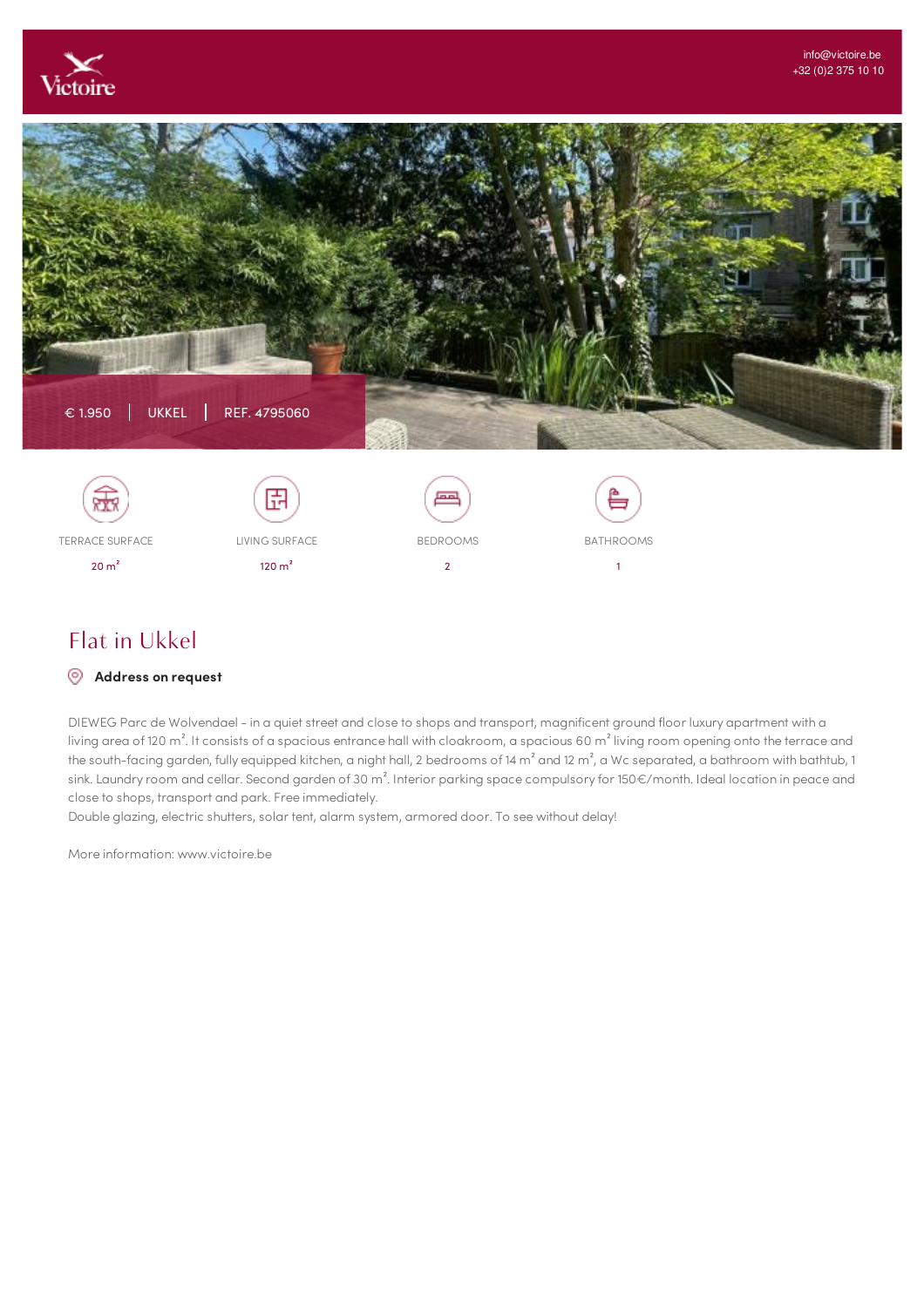info@victoire.be
+32 (0)2 375 10 10

€ 1.950 | UKKEL | REF. 4795060

| TERRACE SURFACE | LIVING SURFACE | BEDROOMS | BATHROOMS |
| --- | --- | --- | --- |
| 20 m² | 120 m² | 2 | 1 |

# Flat in Ukkel

**Address on request**

DIEWEG Parc de Wolvendael - in a quiet street and close to shops and transport, magnificent ground floor luxury apartment with a living area of 120 m². It consists of a spacious entrance hall with cloakroom, a spacious 60 m² living room opening onto the terrace and the south-facing garden, fully equipped kitchen, a night hall, 2 bedrooms of 14 m² and 12 m², a Wc separated, a bathroom with bathtub, 1 sink. Laundry room and cellar. Second garden of 30 m². Interior parking space compulsory for 150€/month. Ideal location in peace and close to shops, transport and park. Free immediately.
Double glazing, electric shutters, solar tent, alarm system, armored door. To see without delay!

More information: www.victoire.be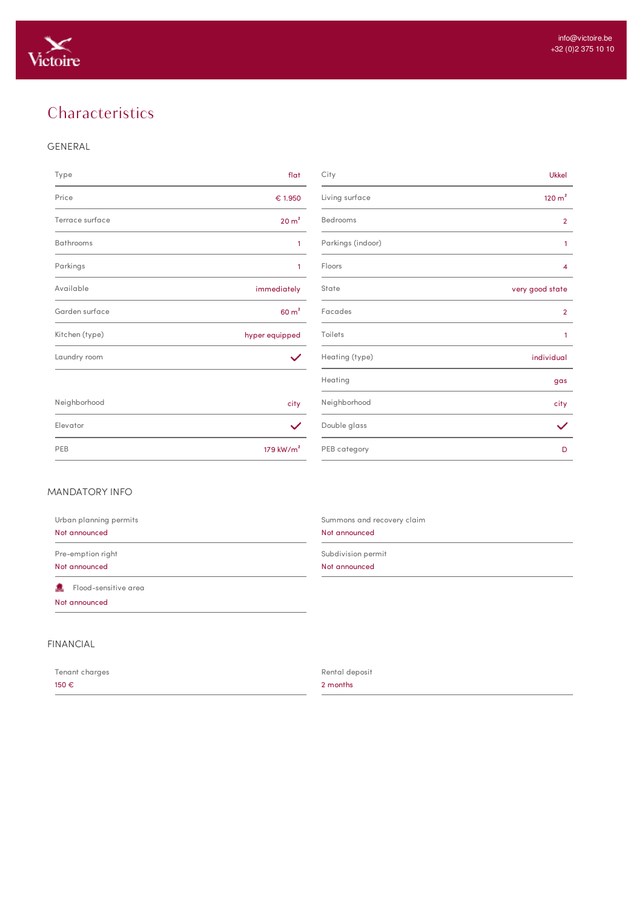# Characteristics

## GENERAL

| | | | |
|---|---|---|---|
| Type | flat | City | Ukkel |
| Price | € 1.950 | Living surface | 120 m² |
| Terrace surface | 20 m² | Bedrooms | 2 |
| Bathrooms | 1 | Parkings (indoor) | 1 |
| Parkings | 1 | Floors | 4 |
| Available | immediately | State | very good state |
| Garden surface | 60 m² | Facades | 2 |
| Kitchen (type) | hyper equipped | Toilets | 1 |
| Laundry room | ✓ | Heating (type) | individual |
| | | Heating | gas |
| Neighborhood | city | Neighborhood | city |
| Elevator | ✓ | Double glass | ✓ |
| PEB | 179 kW/m² | PEB category | D |

## MANDATORY INFO

Urban planning permits
Not announced

Summons and recovery claim
Not announced

Pre-emption right
Not announced

Subdivision permit
Not announced

Flood-sensitive area
Not announced

## FINANCIAL

Tenant charges
150 €

Rental deposit
2 months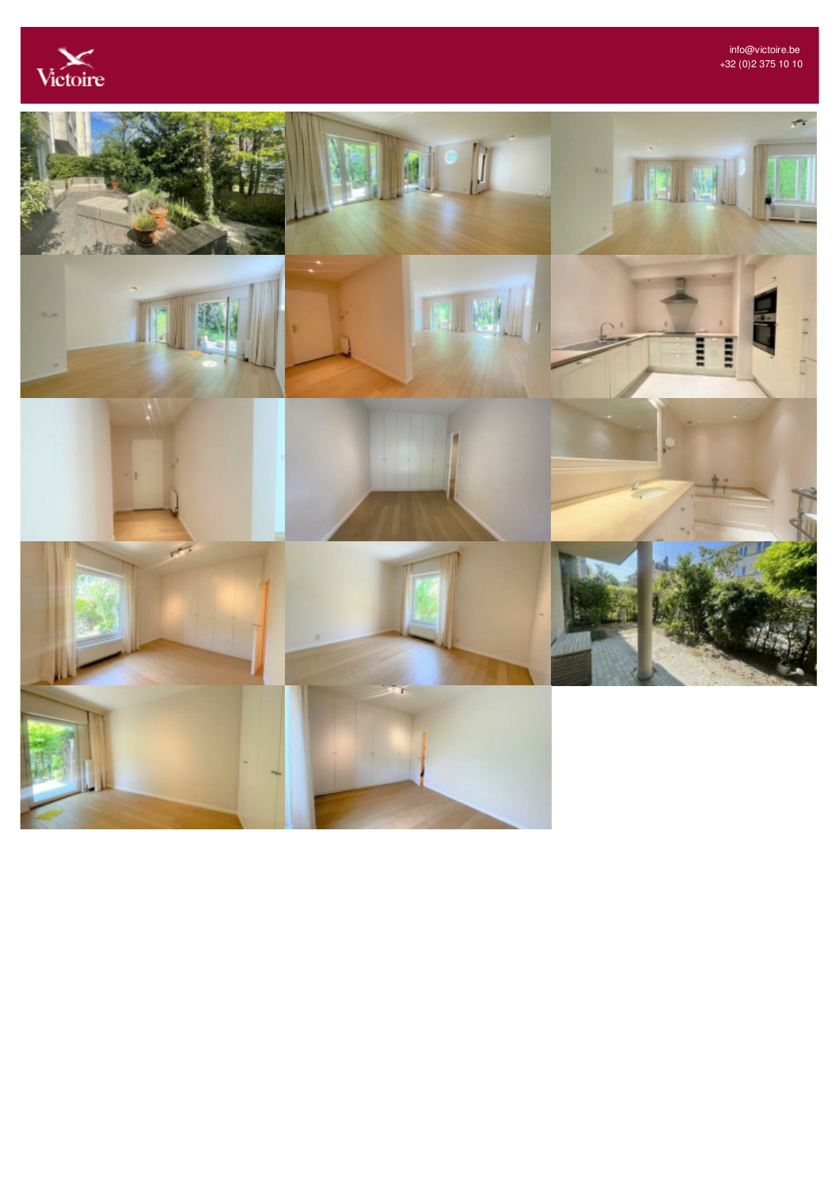Victoire

info@victoire.be
+32 (0)2 375 10 10